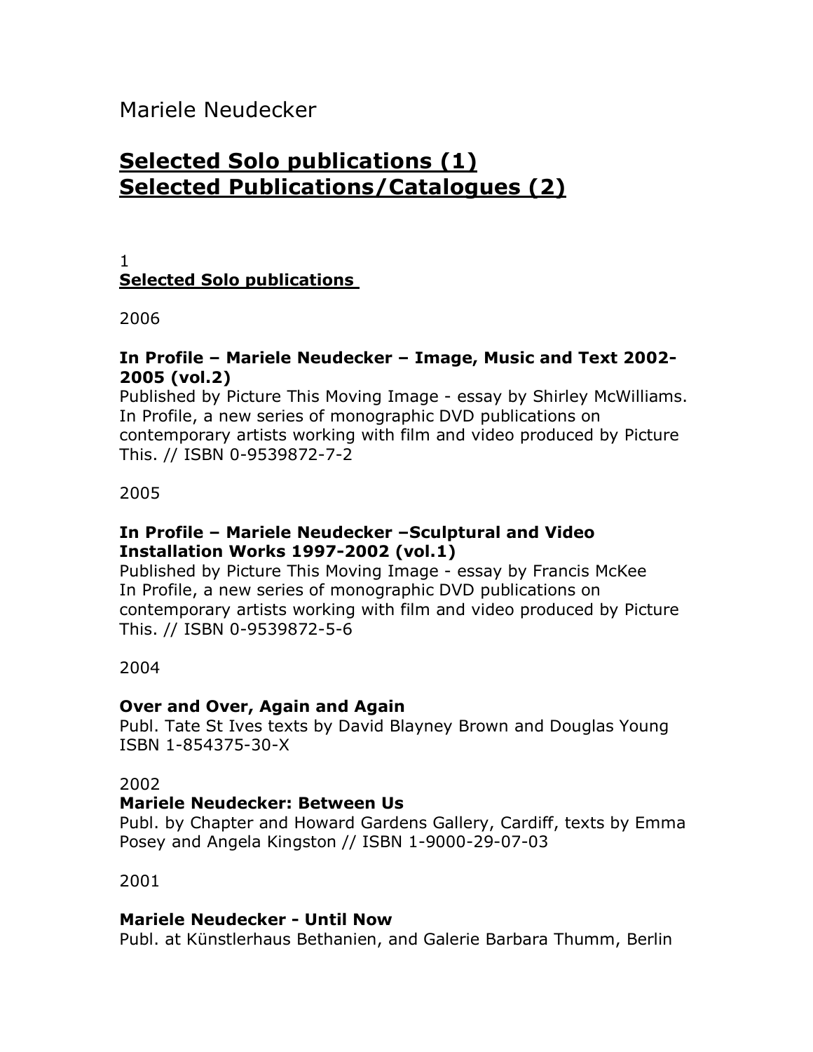# Mariele Neudecker

## Selected Solo publications (1)
## Selected Publications/Catalogues (2)

1

### Selected Solo publications

2006

**In Profile – Mariele Neudecker – Image, Music and Text 2002-2005 (vol.2)**
Published by Picture This Moving Image - essay by Shirley McWilliams. In Profile, a new series of monographic DVD publications on contemporary artists working with film and video produced by Picture This. // ISBN 0-9539872-7-2

2005

**In Profile – Mariele Neudecker –Sculptural and Video Installation Works 1997-2002 (vol.1)**
Published by Picture This Moving Image - essay by Francis McKee
In Profile, a new series of monographic DVD publications on contemporary artists working with film and video produced by Picture This. // ISBN 0-9539872-5-6

2004

**Over and Over, Again and Again**
Publ. Tate St Ives texts by David Blayney Brown and Douglas Young
ISBN 1-854375-30-X

2002

**Mariele Neudecker: Between Us**
Publ. by Chapter and Howard Gardens Gallery, Cardiff, texts by Emma Posey and Angela Kingston // ISBN 1-9000-29-07-03

2001

**Mariele Neudecker - Until Now**
Publ. at Künstlerhaus Bethanien, and Galerie Barbara Thumm, Berlin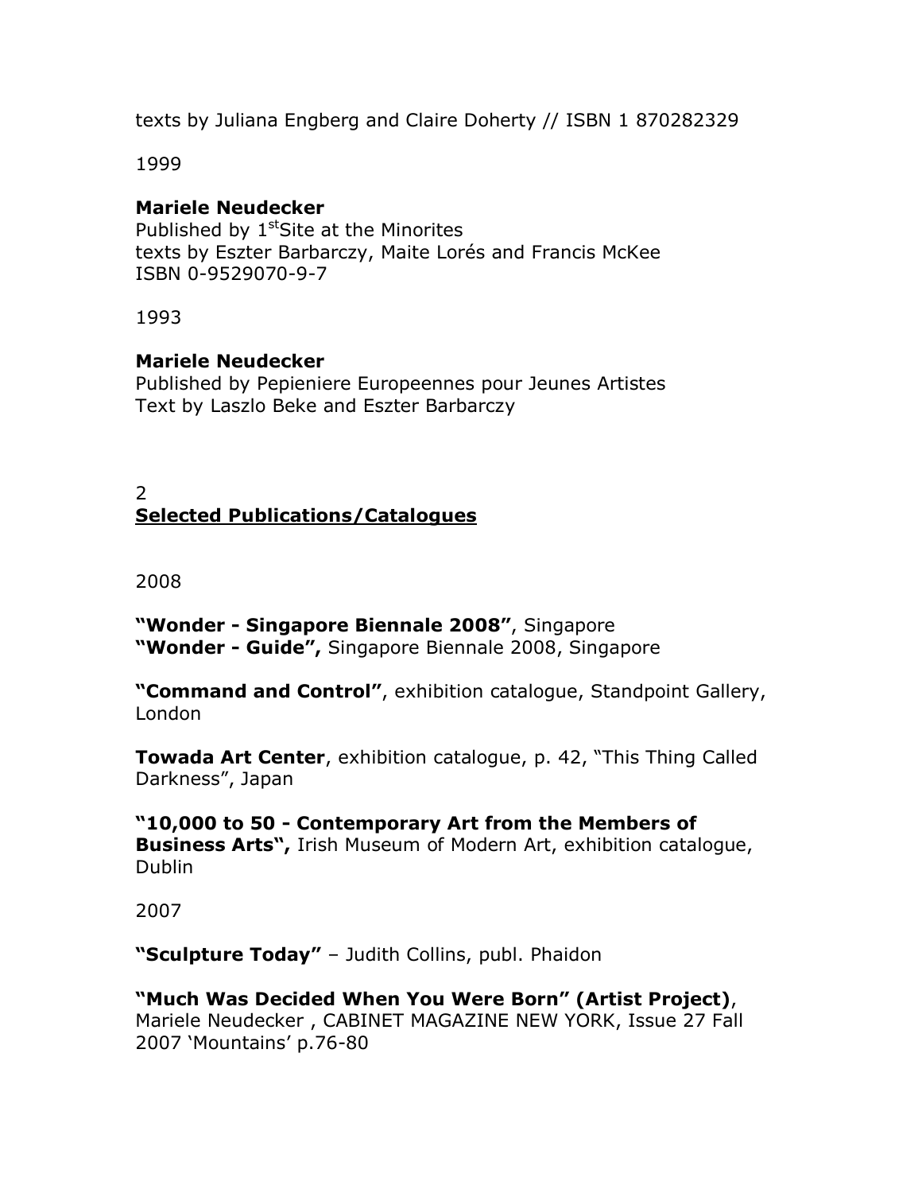texts by Juliana Engberg and Claire Doherty // ISBN 1 870282329

1999

**Mariele Neudecker**
Published by 1stSite at the Minorites
texts by Eszter Barbarczy, Maite Lorés and Francis McKee
ISBN 0-9529070-9-7

1993

**Mariele Neudecker**
Published by Pepieniere Europeennes pour Jeunes Artistes
Text by Laszlo Beke and Eszter Barbarczy

2
**Selected Publications/Catalogues**

2008

**"Wonder - Singapore Biennale 2008"**, Singapore
**"Wonder - Guide",** Singapore Biennale 2008, Singapore

**"Command and Control"**, exhibition catalogue, Standpoint Gallery, London

**Towada Art Center**, exhibition catalogue, p. 42, "This Thing Called Darkness", Japan

**"10,000 to 50 - Contemporary Art from the Members of Business Arts",** Irish Museum of Modern Art, exhibition catalogue, Dublin

2007

**"Sculpture Today"** – Judith Collins, publ. Phaidon

**"Much Was Decided When You Were Born" (Artist Project)**, Mariele Neudecker , CABINET MAGAZINE NEW YORK, Issue 27 Fall 2007 'Mountains' p.76-80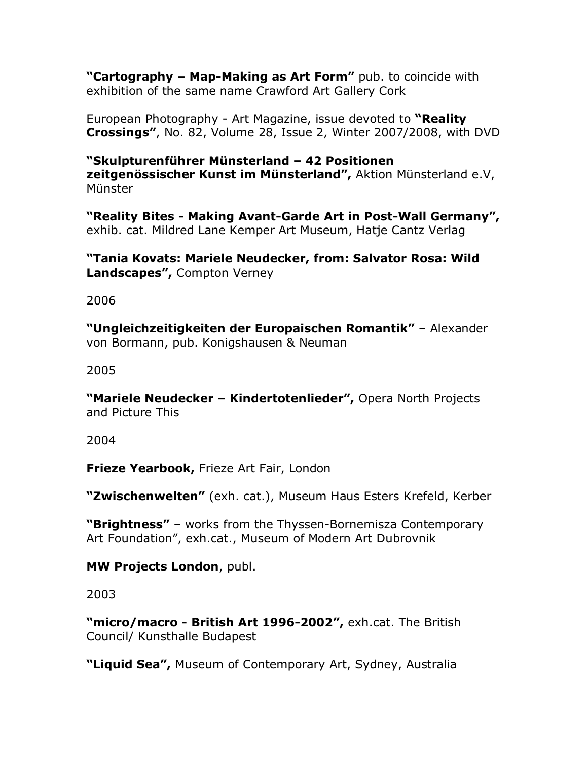**"Cartography – Map-Making as Art Form"** pub. to coincide with exhibition of the same name Crawford Art Gallery Cork

European Photography - Art Magazine, issue devoted to **"Reality Crossings"**, No. 82, Volume 28, Issue 2, Winter 2007/2008, with DVD

**"Skulpturenführer Münsterland – 42 Positionen zeitgenössischer Kunst im Münsterland",** Aktion Münsterland e.V, Münster

**"Reality Bites - Making Avant-Garde Art in Post-Wall Germany",** exhib. cat. Mildred Lane Kemper Art Museum, Hatje Cantz Verlag

**"Tania Kovats: Mariele Neudecker, from: Salvator Rosa: Wild Landscapes",** Compton Verney

2006

**"Ungleichzeitigkeiten der Europaischen Romantik"** – Alexander von Bormann, pub. Konigshausen & Neuman

2005

**"Mariele Neudecker – Kindertotenlieder",** Opera North Projects and Picture This

2004

**Frieze Yearbook,** Frieze Art Fair, London

**"Zwischenwelten"** (exh. cat.), Museum Haus Esters Krefeld, Kerber

**"Brightness"** – works from the Thyssen-Bornemisza Contemporary Art Foundation", exh.cat., Museum of Modern Art Dubrovnik

**MW Projects London**, publ.

2003

**"micro/macro - British Art 1996-2002",** exh.cat. The British Council/ Kunsthalle Budapest

**"Liquid Sea",** Museum of Contemporary Art, Sydney, Australia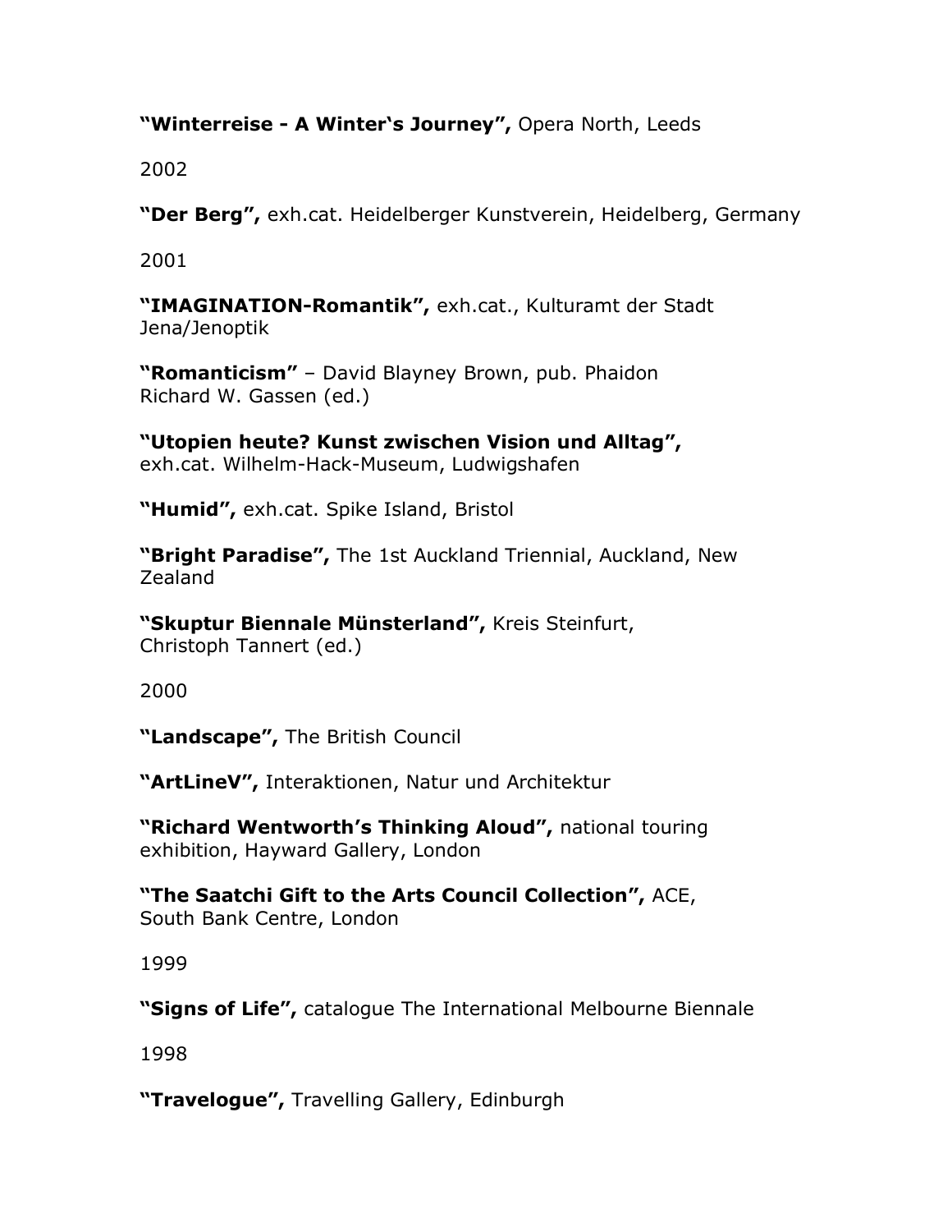**“Winterreise - A Winter‘s Journey”,** Opera North, Leeds

2002

**“Der Berg”,** exh.cat. Heidelberger Kunstverein, Heidelberg, Germany

2001

**“IMAGINATION-Romantik”,** exh.cat., Kulturamt der Stadt Jena/Jenoptik

**“Romanticism”** – David Blayney Brown, pub. Phaidon
Richard W. Gassen (ed.)

**“Utopien heute? Kunst zwischen Vision und Alltag”,** exh.cat. Wilhelm-Hack-Museum, Ludwigshafen

**“Humid”,** exh.cat. Spike Island, Bristol

**“Bright Paradise”,** The 1st Auckland Triennial, Auckland, New Zealand

**“Skuptur Biennale Münsterland”,** Kreis Steinfurt,
Christoph Tannert (ed.)

2000

**“Landscape”,** The British Council

**“ArtLineV”,** Interaktionen, Natur und Architektur

**“Richard Wentworth’s Thinking Aloud”,** national touring exhibition, Hayward Gallery, London

**“The Saatchi Gift to the Arts Council Collection”,** ACE, South Bank Centre, London

1999

**“Signs of Life”,** catalogue The International Melbourne Biennale

1998

**“Travelogue”,** Travelling Gallery, Edinburgh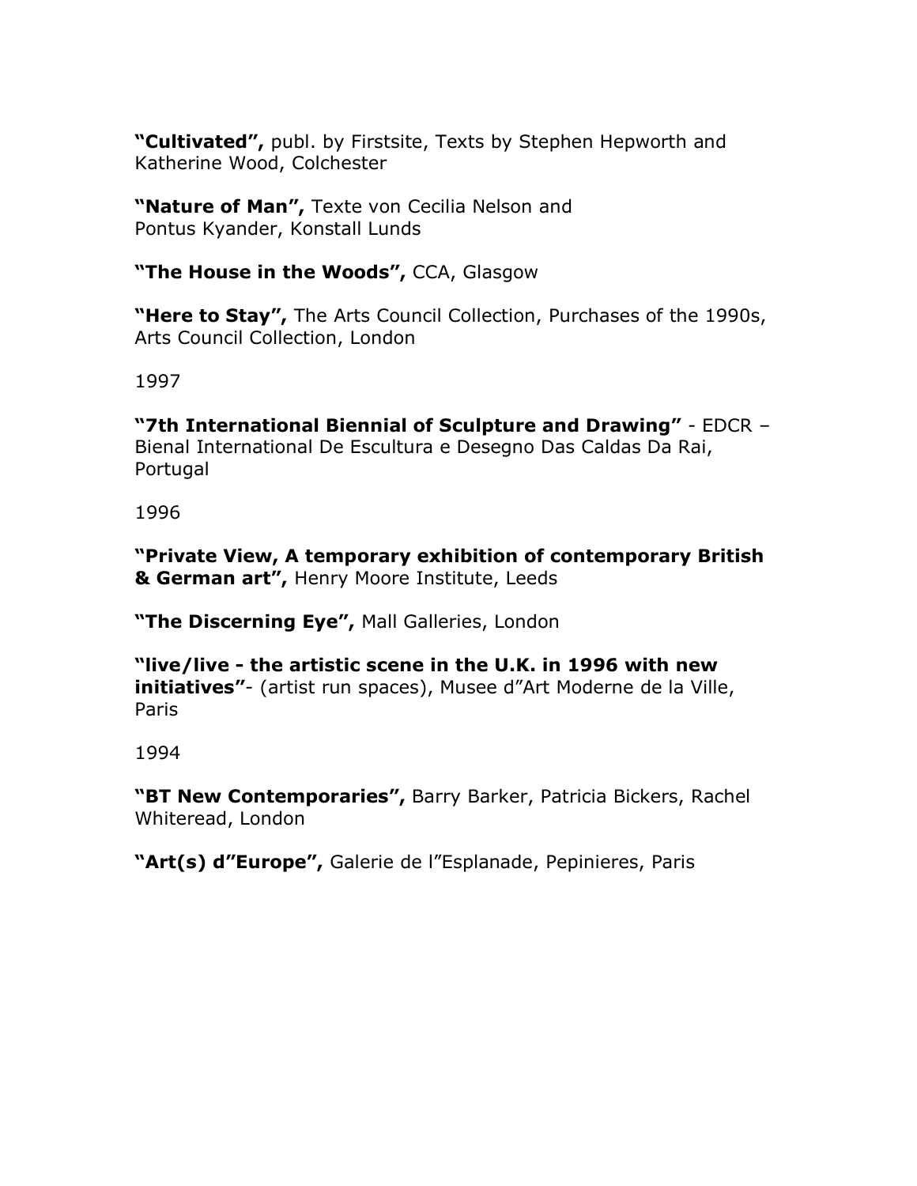**"Cultivated",** publ. by Firstsite, Texts by Stephen Hepworth and Katherine Wood, Colchester

**"Nature of Man",** Texte von Cecilia Nelson and Pontus Kyander, Konstall Lunds

**"The House in the Woods",** CCA, Glasgow

**"Here to Stay",** The Arts Council Collection, Purchases of the 1990s, Arts Council Collection, London

1997

**"7th International Biennial of Sculpture and Drawing"** - EDCR – Bienal International De Escultura e Desegno Das Caldas Da Rai, Portugal

1996

**"Private View, A temporary exhibition of contemporary British & German art",** Henry Moore Institute, Leeds

**"The Discerning Eye",** Mall Galleries, London

**"live/live - the artistic scene in the U.K. in 1996 with new initiatives"**- (artist run spaces), Musee d"Art Moderne de la Ville, Paris

1994

**"BT New Contemporaries",** Barry Barker, Patricia Bickers, Rachel Whiteread, London

**"Art(s) d"Europe",** Galerie de l"Esplanade, Pepinieres, Paris